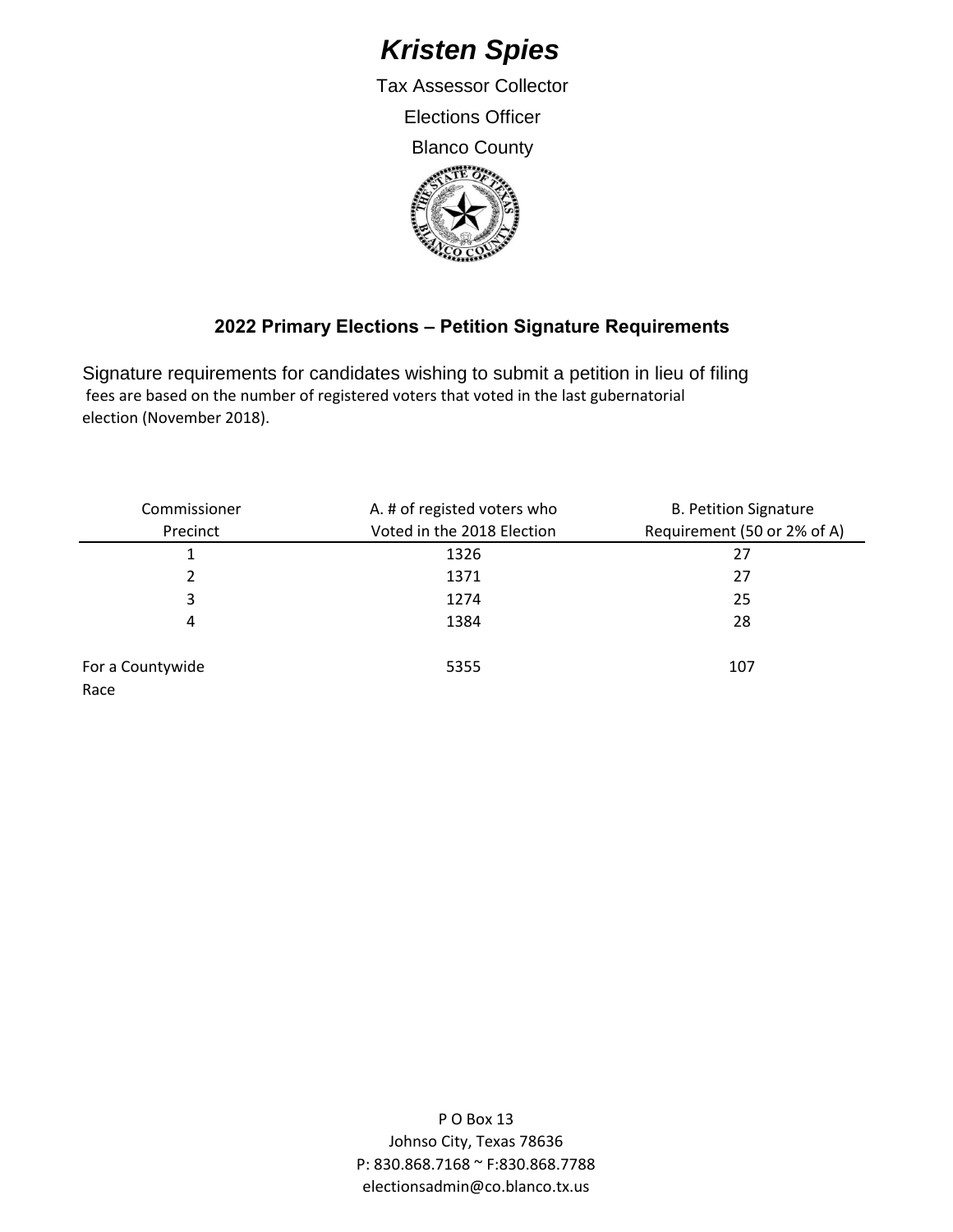# *Kristen Spies*

Tax Assessor Collector

Elections Officer

Blanco County

## 2022 Primary Elections – Petition Signature Requirements

Signature requirements for candidates wishing to submit a petition in lieu of filing fees are based on the number of registered voters that voted in the last gubernatorial election (November 2018).

| Commissioner Precinct | A. # of registed voters who Voted in the 2018 Election | B. Petition Signature Requirement (50 or 2% of A) |
|---|---|---|
| 1 | 1326 | 27 |
| 2 | 1371 | 27 |
| 3 | 1274 | 25 |
| 4 | 1384 | 28 |
| For a Countywide Race | 5355 | 107 |

P O Box 13
Johnso City, Texas 78636
P: 830.868.7168 ~ F:830.868.7788
electionsadmin@co.blanco.tx.us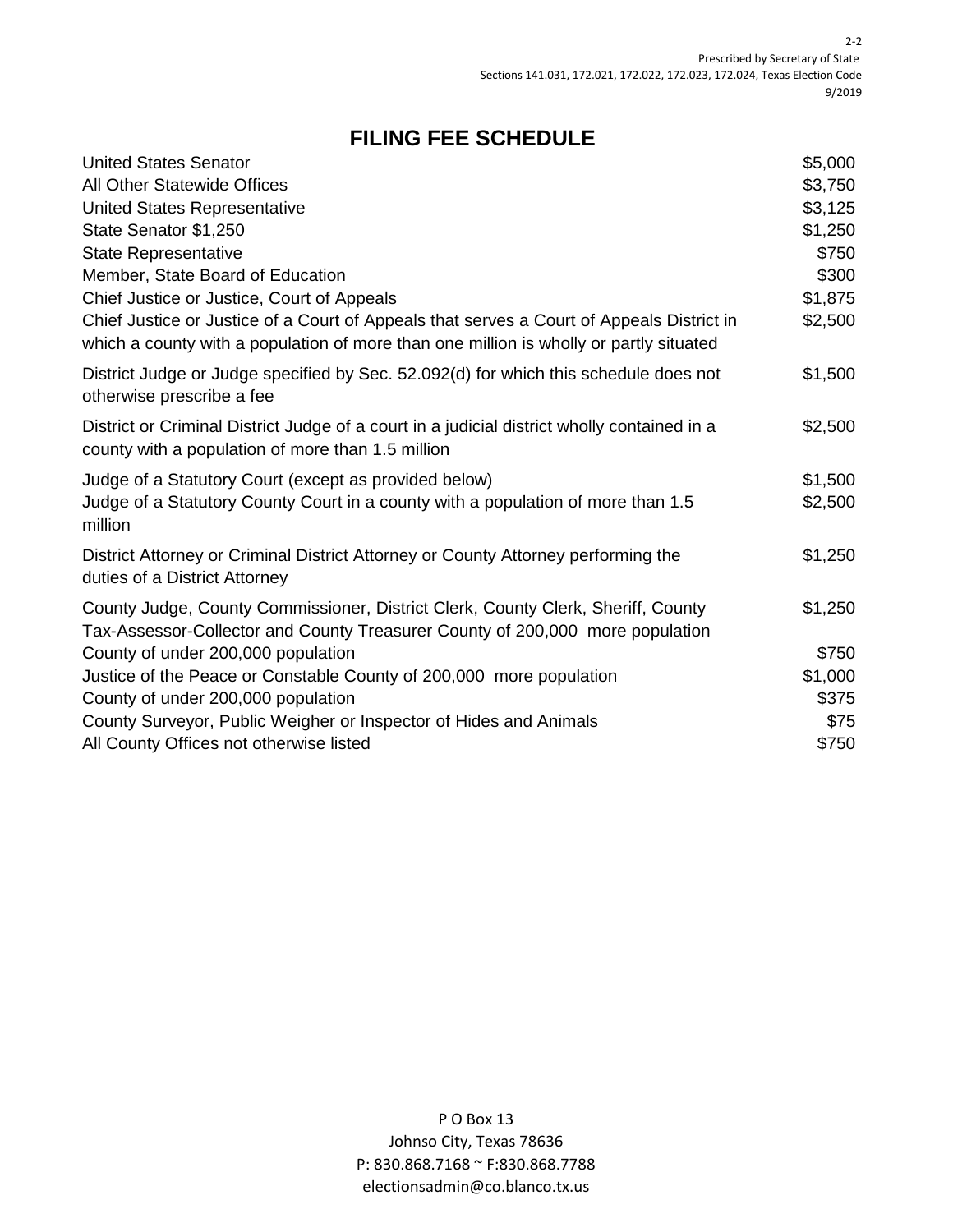2-2
Prescribed by Secretary of State
Sections 141.031, 172.021, 172.022, 172.023, 172.024, Texas Election Code
9/2019

# FILING FEE SCHEDULE

| | |
|---|---|
| United States Senator | $5,000 |
| All Other Statewide Offices | $3,750 |
| United States Representative | $3,125 |
| State Senator $1,250 | $1,250 |
| State Representative | $750 |
| Member, State Board of Education | $300 |
| Chief Justice or Justice, Court of Appeals | $1,875 |
| Chief Justice or Justice of a Court of Appeals that serves a Court of Appeals District in which a county with a population of more than one million is wholly or partly situated | $2,500 |
| District Judge or Judge specified by Sec. 52.092(d) for which this schedule does not otherwise prescribe a fee | $1,500 |
| District or Criminal District Judge of a court in a judicial district wholly contained in a county with a population of more than 1.5 million | $2,500 |
| Judge of a Statutory Court (except as provided below) | $1,500 |
| Judge of a Statutory County Court in a county with a population of more than 1.5 million | $2,500 |
| District Attorney or Criminal District Attorney or County Attorney performing the duties of a District Attorney | $1,250 |
| County Judge, County Commissioner, District Clerk, County Clerk, Sheriff, County Tax-Assessor-Collector and County Treasurer County of 200,000 more population | $1,250 |
| County of under 200,000 population | $750 |
| Justice of the Peace or Constable County of 200,000 more population | $1,000 |
| County of under 200,000 population | $375 |
| County Surveyor, Public Weigher or Inspector of Hides and Animals | $75 |
| All County Offices not otherwise listed | $750 |

P O Box 13
Johnso City, Texas 78636
P: 830.868.7168 ~ F:830.868.7788
electionsadmin@co.blanco.tx.us